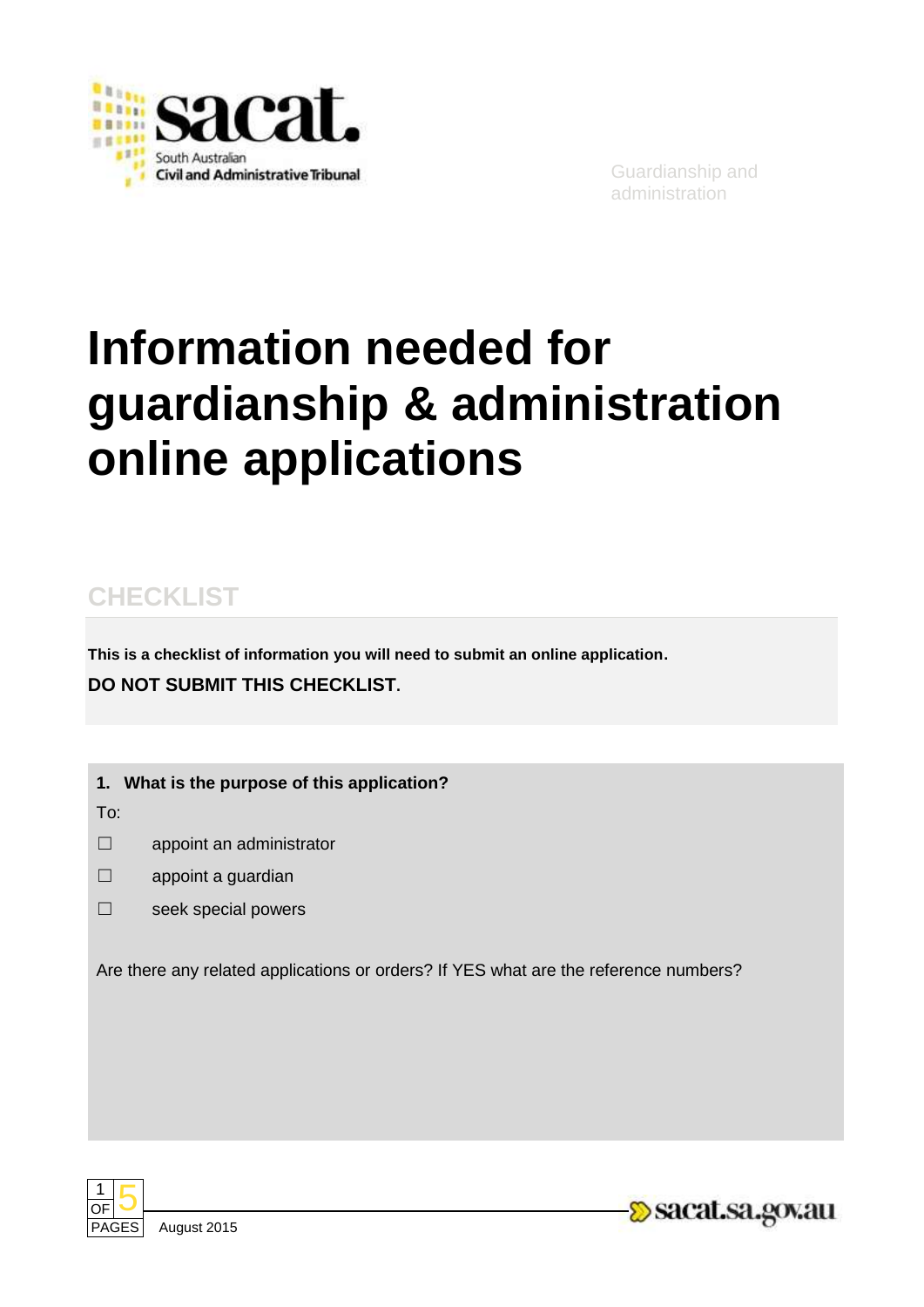Guardianship and administration

# Information needed for guardianship & administration online applications

## CHECKLIST

**This is a checklist of information you will need to submit an online application.**

**DO NOT SUBMIT THIS CHECKLIST.**

**1. What is the purpose of this application?**

To:

☐ appoint an administrator

☐ appoint a guardian

☐ seek special powers

Are there any related applications or orders? If YES what are the reference numbers?

August 2015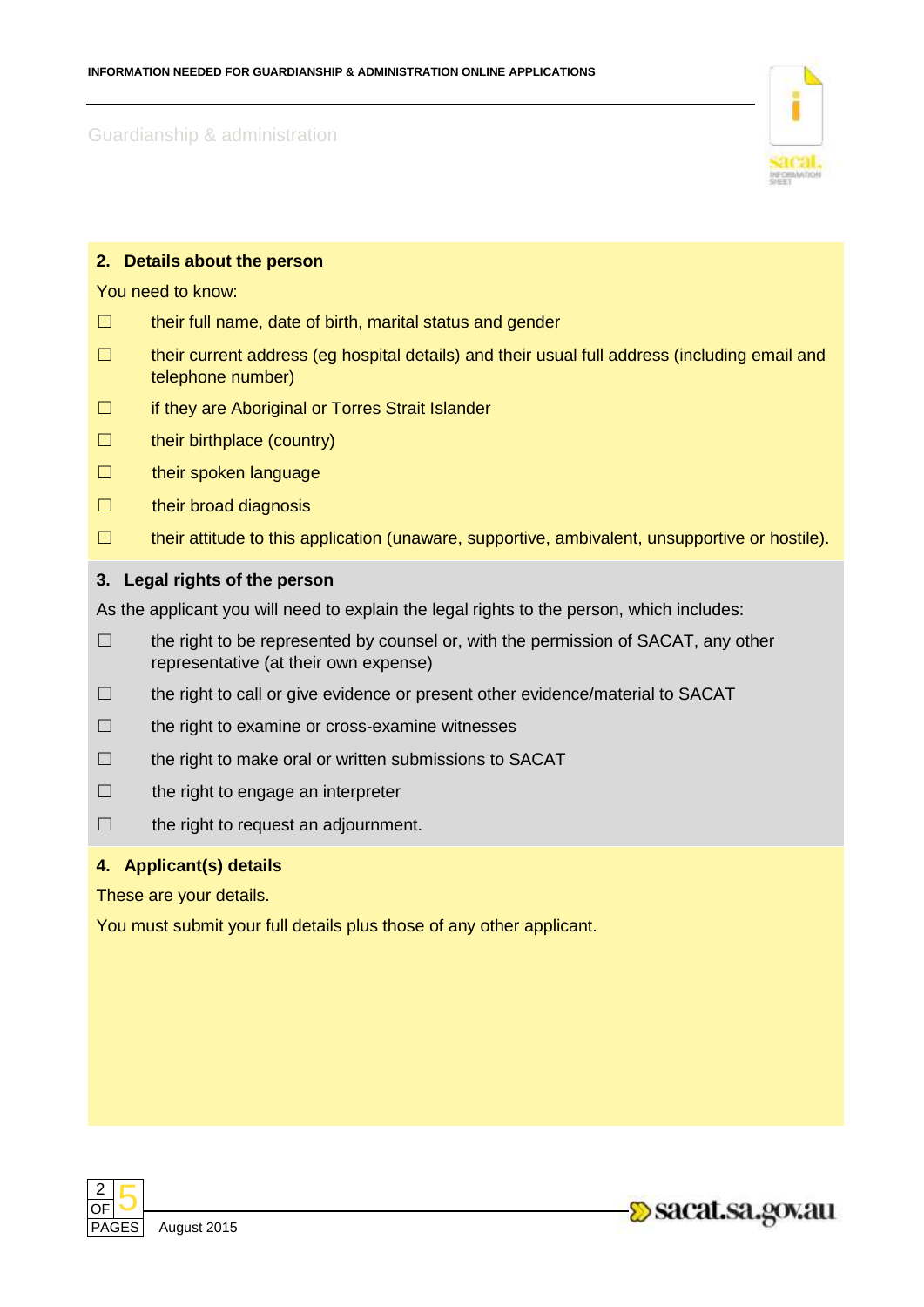## 2. Details about the person

You need to know:

- ☐ their full name, date of birth, marital status and gender
- ☐ their current address (eg hospital details) and their usual full address (including email and telephone number)
- ☐ if they are Aboriginal or Torres Strait Islander
- ☐ their birthplace (country)
- ☐ their spoken language
- ☐ their broad diagnosis
- ☐ their attitude to this application (unaware, supportive, ambivalent, unsupportive or hostile).

## 3. Legal rights of the person

As the applicant you will need to explain the legal rights to the person, which includes:

- ☐ the right to be represented by counsel or, with the permission of SACAT, any other representative (at their own expense)
- ☐ the right to call or give evidence or present other evidence/material to SACAT
- ☐ the right to examine or cross-examine witnesses
- ☐ the right to make oral or written submissions to SACAT
- ☐ the right to engage an interpreter
- ☐ the right to request an adjournment.

## 4. Applicant(s) details

These are your details.

You must submit your full details plus those of any other applicant.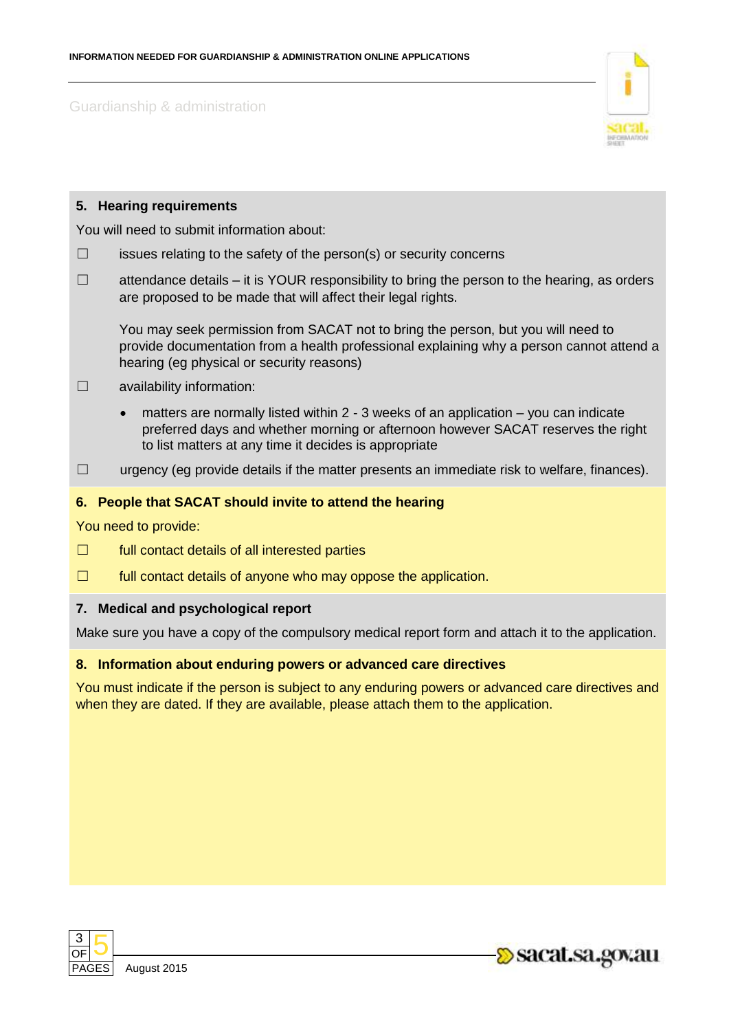## 5. Hearing requirements

You will need to submit information about:

☐ issues relating to the safety of the person(s) or security concerns

☐ attendance details – it is YOUR responsibility to bring the person to the hearing, as orders are proposed to be made that will affect their legal rights.

You may seek permission from SACAT not to bring the person, but you will need to provide documentation from a health professional explaining why a person cannot attend a hearing (eg physical or security reasons)

☐ availability information:

- matters are normally listed within 2 - 3 weeks of an application – you can indicate preferred days and whether morning or afternoon however SACAT reserves the right to list matters at any time it decides is appropriate

☐ urgency (eg provide details if the matter presents an immediate risk to welfare, finances).

## 6. People that SACAT should invite to attend the hearing

You need to provide:

☐ full contact details of all interested parties

☐ full contact details of anyone who may oppose the application.

## 7. Medical and psychological report

Make sure you have a copy of the compulsory medical report form and attach it to the application.

## 8. Information about enduring powers or advanced care directives

You must indicate if the person is subject to any enduring powers or advanced care directives and when they are dated. If they are available, please attach them to the application.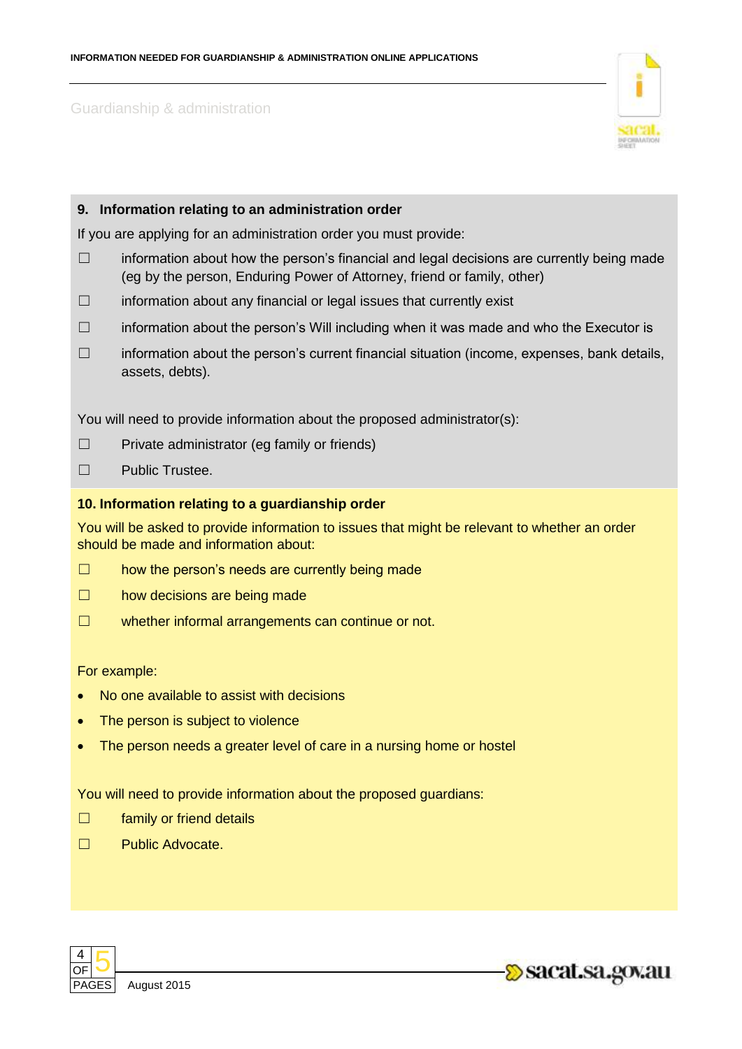## 9. Information relating to an administration order

If you are applying for an administration order you must provide:

- ☐ information about how the person's financial and legal decisions are currently being made (eg by the person, Enduring Power of Attorney, friend or family, other)
- ☐ information about any financial or legal issues that currently exist
- ☐ information about the person's Will including when it was made and who the Executor is
- ☐ information about the person's current financial situation (income, expenses, bank details, assets, debts).

You will need to provide information about the proposed administrator(s):

- ☐ Private administrator (eg family or friends)
- ☐ Public Trustee.

## 10. Information relating to a guardianship order

You will be asked to provide information to issues that might be relevant to whether an order should be made and information about:

- ☐ how the person's needs are currently being made
- ☐ how decisions are being made
- ☐ whether informal arrangements can continue or not.

For example:

- No one available to assist with decisions
- The person is subject to violence
- The person needs a greater level of care in a nursing home or hostel

You will need to provide information about the proposed guardians:

- ☐ family or friend details
- ☐ Public Advocate.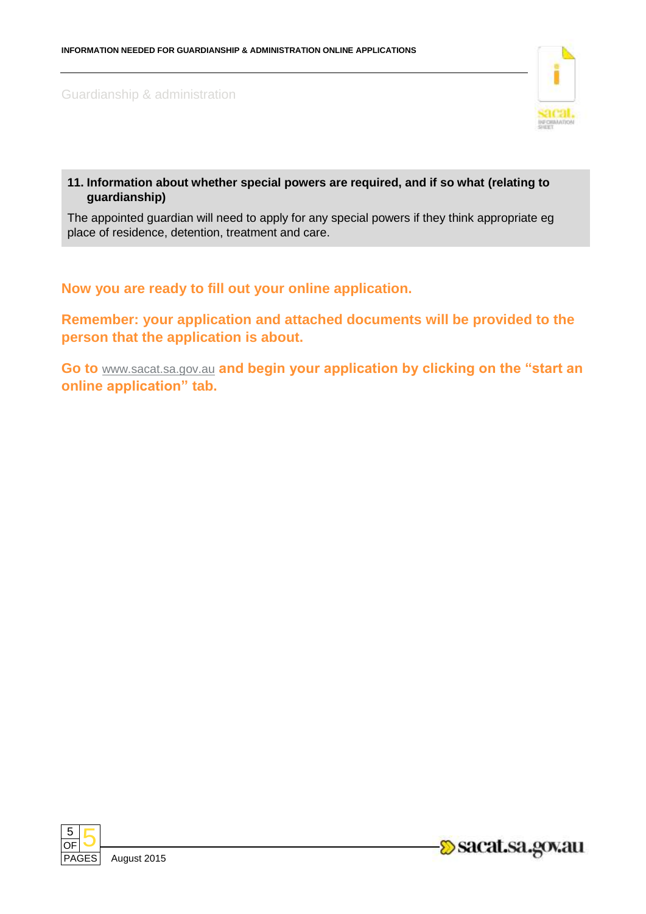**11. Information about whether special powers are required, and if so what (relating to guardianship)**

The appointed guardian will need to apply for any special powers if they think appropriate eg place of residence, detention, treatment and care.

**Now you are ready to fill out your online application.**

**Remember: your application and attached documents will be provided to the person that the application is about.**

**Go to** www.sacat.sa.gov.au **and begin your application by clicking on the "start an online application" tab.**

August 2015